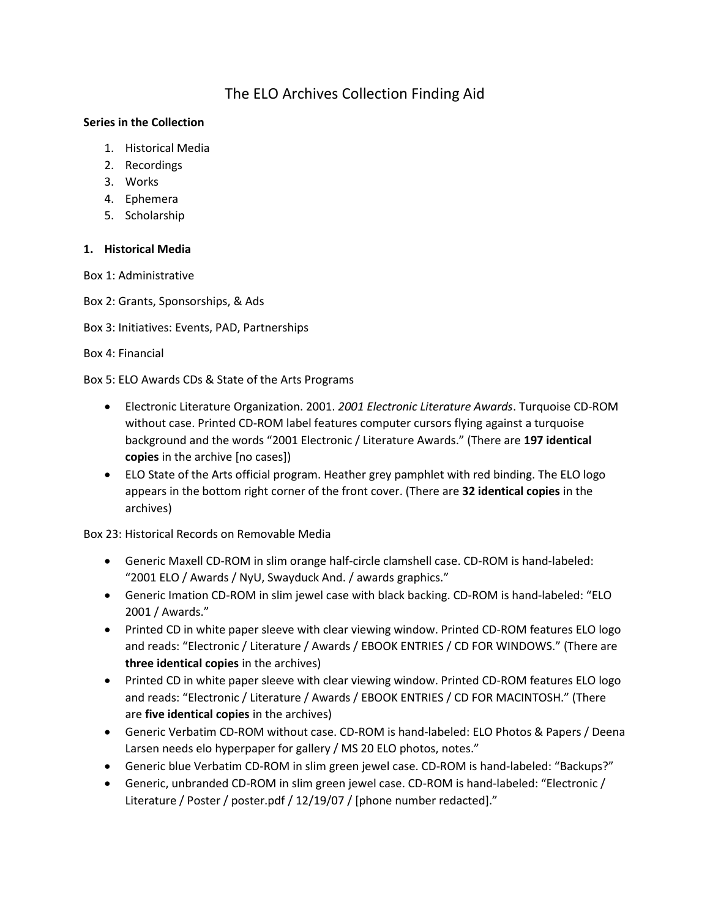# The ELO Archives Collection Finding Aid

**Series in the Collection**

1. Historical Media
2. Recordings
3. Works
4. Ephemera
5. Scholarship

## 1. Historical Media

Box 1: Administrative

Box 2: Grants, Sponsorships, & Ads

Box 3: Initiatives: Events, PAD, Partnerships

Box 4: Financial

Box 5: ELO Awards CDs & State of the Arts Programs

- Electronic Literature Organization. 2001. *2001 Electronic Literature Awards*. Turquoise CD-ROM without case. Printed CD-ROM label features computer cursors flying against a turquoise background and the words "2001 Electronic / Literature Awards." (There are **197 identical copies** in the archive [no cases])
- ELO State of the Arts official program. Heather grey pamphlet with red binding. The ELO logo appears in the bottom right corner of the front cover. (There are **32 identical copies** in the archives)

Box 23: Historical Records on Removable Media

- Generic Maxell CD-ROM in slim orange half-circle clamshell case. CD-ROM is hand-labeled: "2001 ELO / Awards / NyU, Swayduck And. / awards graphics."
- Generic Imation CD-ROM in slim jewel case with black backing. CD-ROM is hand-labeled: "ELO 2001 / Awards."
- Printed CD in white paper sleeve with clear viewing window. Printed CD-ROM features ELO logo and reads: "Electronic / Literature / Awards / EBOOK ENTRIES / CD FOR WINDOWS." (There are **three identical copies** in the archives)
- Printed CD in white paper sleeve with clear viewing window. Printed CD-ROM features ELO logo and reads: "Electronic / Literature / Awards / EBOOK ENTRIES / CD FOR MACINTOSH." (There are **five identical copies** in the archives)
- Generic Verbatim CD-ROM without case. CD-ROM is hand-labeled: ELO Photos & Papers / Deena Larsen needs elo hyperpaper for gallery / MS 20 ELO photos, notes."
- Generic blue Verbatim CD-ROM in slim green jewel case. CD-ROM is hand-labeled: "Backups?"
- Generic, unbranded CD-ROM in slim green jewel case. CD-ROM is hand-labeled: "Electronic / Literature / Poster / poster.pdf / 12/19/07 / [phone number redacted]."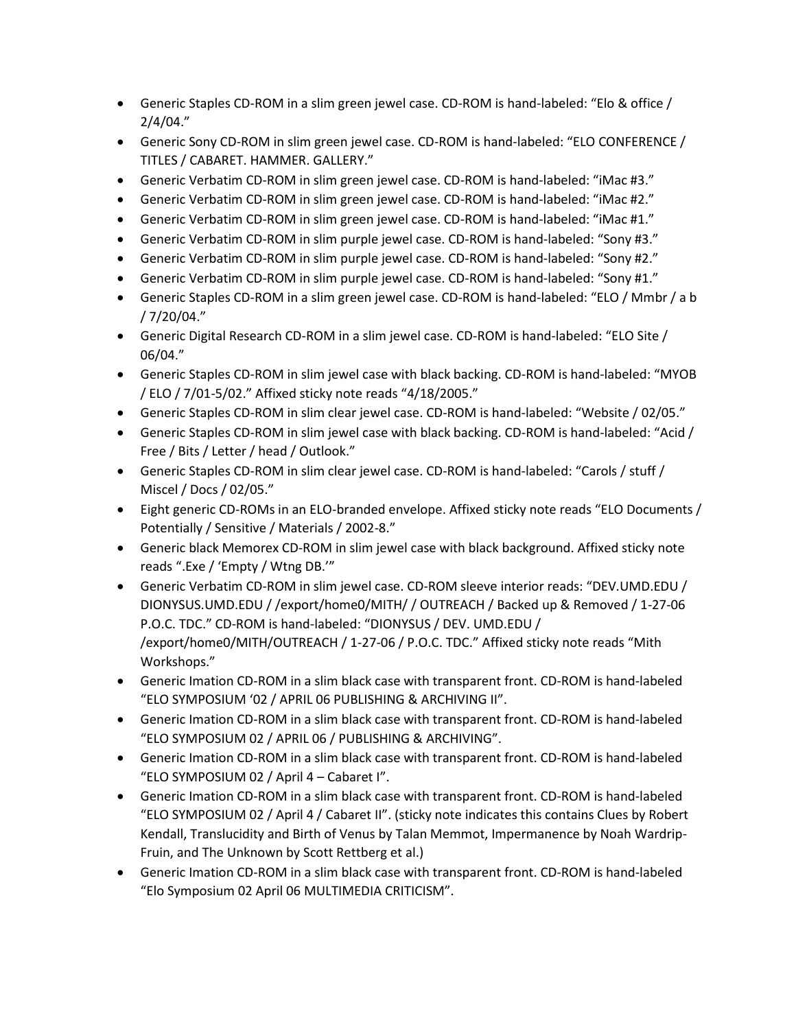- Generic Staples CD-ROM in a slim green jewel case. CD-ROM is hand-labeled: “Elo & office / 2/4/04.”
- Generic Sony CD-ROM in slim green jewel case. CD-ROM is hand-labeled: “ELO CONFERENCE / TITLES / CABARET. HAMMER. GALLERY.”
- Generic Verbatim CD-ROM in slim green jewel case. CD-ROM is hand-labeled: “iMac #3.”
- Generic Verbatim CD-ROM in slim green jewel case. CD-ROM is hand-labeled: “iMac #2.”
- Generic Verbatim CD-ROM in slim green jewel case. CD-ROM is hand-labeled: “iMac #1.”
- Generic Verbatim CD-ROM in slim purple jewel case. CD-ROM is hand-labeled: “Sony #3.”
- Generic Verbatim CD-ROM in slim purple jewel case. CD-ROM is hand-labeled: “Sony #2.”
- Generic Verbatim CD-ROM in slim purple jewel case. CD-ROM is hand-labeled: “Sony #1.”
- Generic Staples CD-ROM in a slim green jewel case. CD-ROM is hand-labeled: “ELO / Mmbr / a b / 7/20/04.”
- Generic Digital Research CD-ROM in a slim jewel case. CD-ROM is hand-labeled: “ELO Site / 06/04.”
- Generic Staples CD-ROM in slim jewel case with black backing. CD-ROM is hand-labeled: “MYOB / ELO / 7/01-5/02.” Affixed sticky note reads “4/18/2005.”
- Generic Staples CD-ROM in slim clear jewel case. CD-ROM is hand-labeled: “Website / 02/05.”
- Generic Staples CD-ROM in slim jewel case with black backing. CD-ROM is hand-labeled: “Acid / Free / Bits / Letter / head / Outlook.”
- Generic Staples CD-ROM in slim clear jewel case. CD-ROM is hand-labeled: “Carols / stuff / Miscel / Docs / 02/05.”
- Eight generic CD-ROMs in an ELO-branded envelope. Affixed sticky note reads “ELO Documents / Potentially / Sensitive / Materials / 2002-8.”
- Generic black Memorex CD-ROM in slim jewel case with black background. Affixed sticky note reads “.Exe / ‘Empty / Wtng DB.’”
- Generic Verbatim CD-ROM in slim jewel case. CD-ROM sleeve interior reads: “DEV.UMD.EDU / DIONYSUS.UMD.EDU / /export/home0/MITH/ / OUTREACH / Backed up & Removed / 1-27-06 P.O.C. TDC.” CD-ROM is hand-labeled: “DIONYSUS / DEV. UMD.EDU / /export/home0/MITH/OUTREACH / 1-27-06 / P.O.C. TDC.” Affixed sticky note reads “Mith Workshops.”
- Generic Imation CD-ROM in a slim black case with transparent front. CD-ROM is hand-labeled “ELO SYMPOSIUM ‘02 / APRIL 06 PUBLISHING & ARCHIVING II”.
- Generic Imation CD-ROM in a slim black case with transparent front. CD-ROM is hand-labeled “ELO SYMPOSIUM 02 / APRIL 06 / PUBLISHING & ARCHIVING”.
- Generic Imation CD-ROM in a slim black case with transparent front. CD-ROM is hand-labeled “ELO SYMPOSIUM 02 / April 4 – Cabaret I”.
- Generic Imation CD-ROM in a slim black case with transparent front. CD-ROM is hand-labeled “ELO SYMPOSIUM 02 / April 4 / Cabaret II”. (sticky note indicates this contains Clues by Robert Kendall, Translucidity and Birth of Venus by Talan Memmot, Impermanence by Noah Wardrip-Fruin, and The Unknown by Scott Rettberg et al.)
- Generic Imation CD-ROM in a slim black case with transparent front. CD-ROM is hand-labeled “Elo Symposium 02 April 06 MULTIMEDIA CRITICISM”.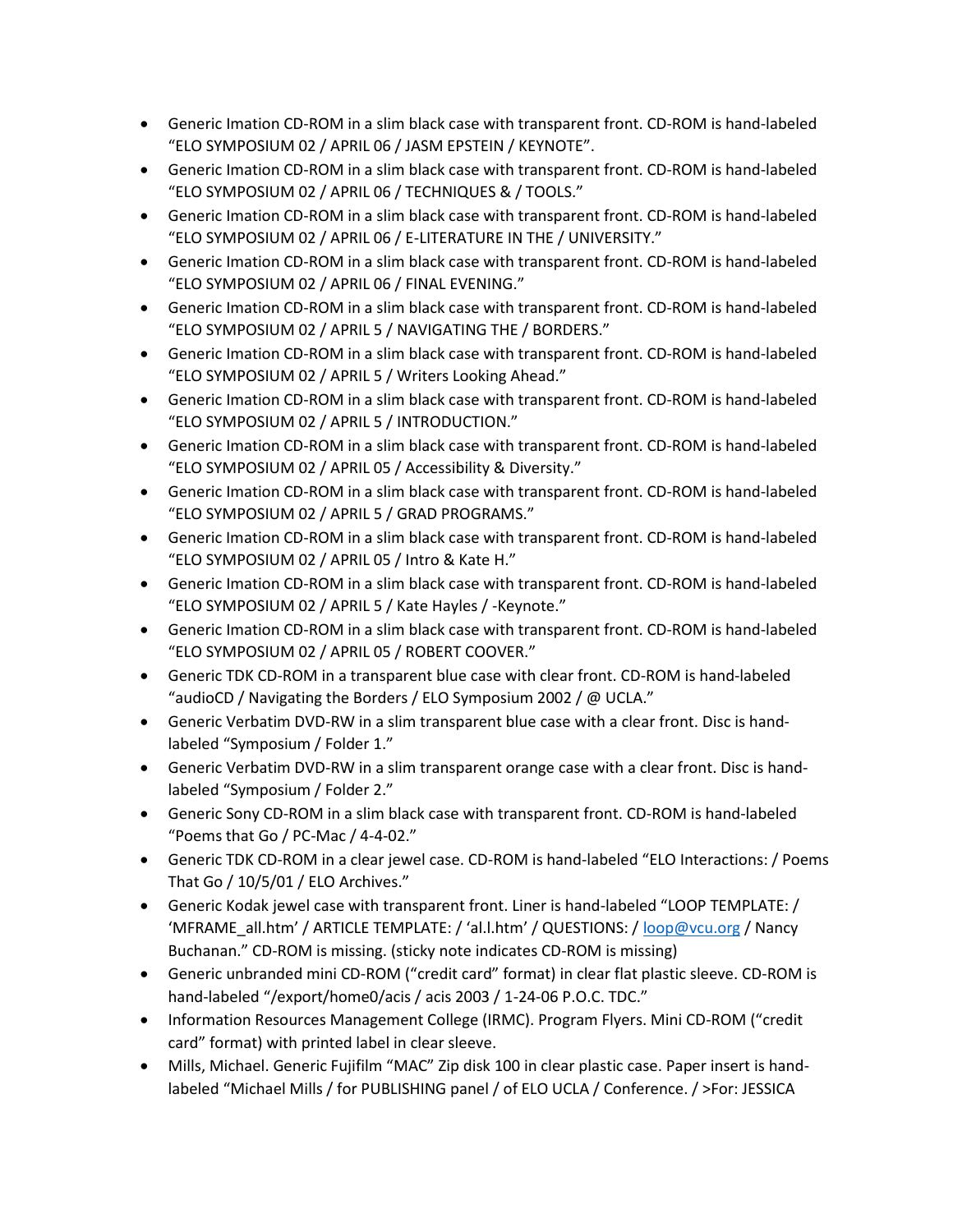- Generic Imation CD-ROM in a slim black case with transparent front. CD-ROM is hand-labeled "ELO SYMPOSIUM 02 / APRIL 06 / JASM EPSTEIN / KEYNOTE".
- Generic Imation CD-ROM in a slim black case with transparent front. CD-ROM is hand-labeled "ELO SYMPOSIUM 02 / APRIL 06 / TECHNIQUES & / TOOLS."
- Generic Imation CD-ROM in a slim black case with transparent front. CD-ROM is hand-labeled "ELO SYMPOSIUM 02 / APRIL 06 / E-LITERATURE IN THE / UNIVERSITY."
- Generic Imation CD-ROM in a slim black case with transparent front. CD-ROM is hand-labeled "ELO SYMPOSIUM 02 / APRIL 06 / FINAL EVENING."
- Generic Imation CD-ROM in a slim black case with transparent front. CD-ROM is hand-labeled "ELO SYMPOSIUM 02 / APRIL 5 / NAVIGATING THE / BORDERS."
- Generic Imation CD-ROM in a slim black case with transparent front. CD-ROM is hand-labeled "ELO SYMPOSIUM 02 / APRIL 5 / Writers Looking Ahead."
- Generic Imation CD-ROM in a slim black case with transparent front. CD-ROM is hand-labeled "ELO SYMPOSIUM 02 / APRIL 5 / INTRODUCTION."
- Generic Imation CD-ROM in a slim black case with transparent front. CD-ROM is hand-labeled "ELO SYMPOSIUM 02 / APRIL 05 / Accessibility & Diversity."
- Generic Imation CD-ROM in a slim black case with transparent front. CD-ROM is hand-labeled "ELO SYMPOSIUM 02 / APRIL 5 / GRAD PROGRAMS."
- Generic Imation CD-ROM in a slim black case with transparent front. CD-ROM is hand-labeled "ELO SYMPOSIUM 02 / APRIL 05 / Intro & Kate H."
- Generic Imation CD-ROM in a slim black case with transparent front. CD-ROM is hand-labeled "ELO SYMPOSIUM 02 / APRIL 5 / Kate Hayles / -Keynote."
- Generic Imation CD-ROM in a slim black case with transparent front. CD-ROM is hand-labeled "ELO SYMPOSIUM 02 / APRIL 05 / ROBERT COOVER."
- Generic TDK CD-ROM in a transparent blue case with clear front. CD-ROM is hand-labeled "audioCD / Navigating the Borders / ELO Symposium 2002 / @ UCLA."
- Generic Verbatim DVD-RW in a slim transparent blue case with a clear front. Disc is hand-labeled "Symposium / Folder 1."
- Generic Verbatim DVD-RW in a slim transparent orange case with a clear front. Disc is hand-labeled "Symposium / Folder 2."
- Generic Sony CD-ROM in a slim black case with transparent front. CD-ROM is hand-labeled "Poems that Go / PC-Mac / 4-4-02."
- Generic TDK CD-ROM in a clear jewel case. CD-ROM is hand-labeled "ELO Interactions: / Poems That Go / 10/5/01 / ELO Archives."
- Generic Kodak jewel case with transparent front. Liner is hand-labeled "LOOP TEMPLATE: / 'MFRAME_all.htm' / ARTICLE TEMPLATE: / 'al.l.htm' / QUESTIONS: / loop@vcu.org / Nancy Buchanan." CD-ROM is missing. (sticky note indicates CD-ROM is missing)
- Generic unbranded mini CD-ROM ("credit card" format) in clear flat plastic sleeve. CD-ROM is hand-labeled "/export/home0/acis / acis 2003 / 1-24-06 P.O.C. TDC."
- Information Resources Management College (IRMC). Program Flyers. Mini CD-ROM ("credit card" format) with printed label in clear sleeve.
- Mills, Michael. Generic Fujifilm "MAC" Zip disk 100 in clear plastic case. Paper insert is hand-labeled "Michael Mills / for PUBLISHING panel / of ELO UCLA / Conference. / >For: JESSICA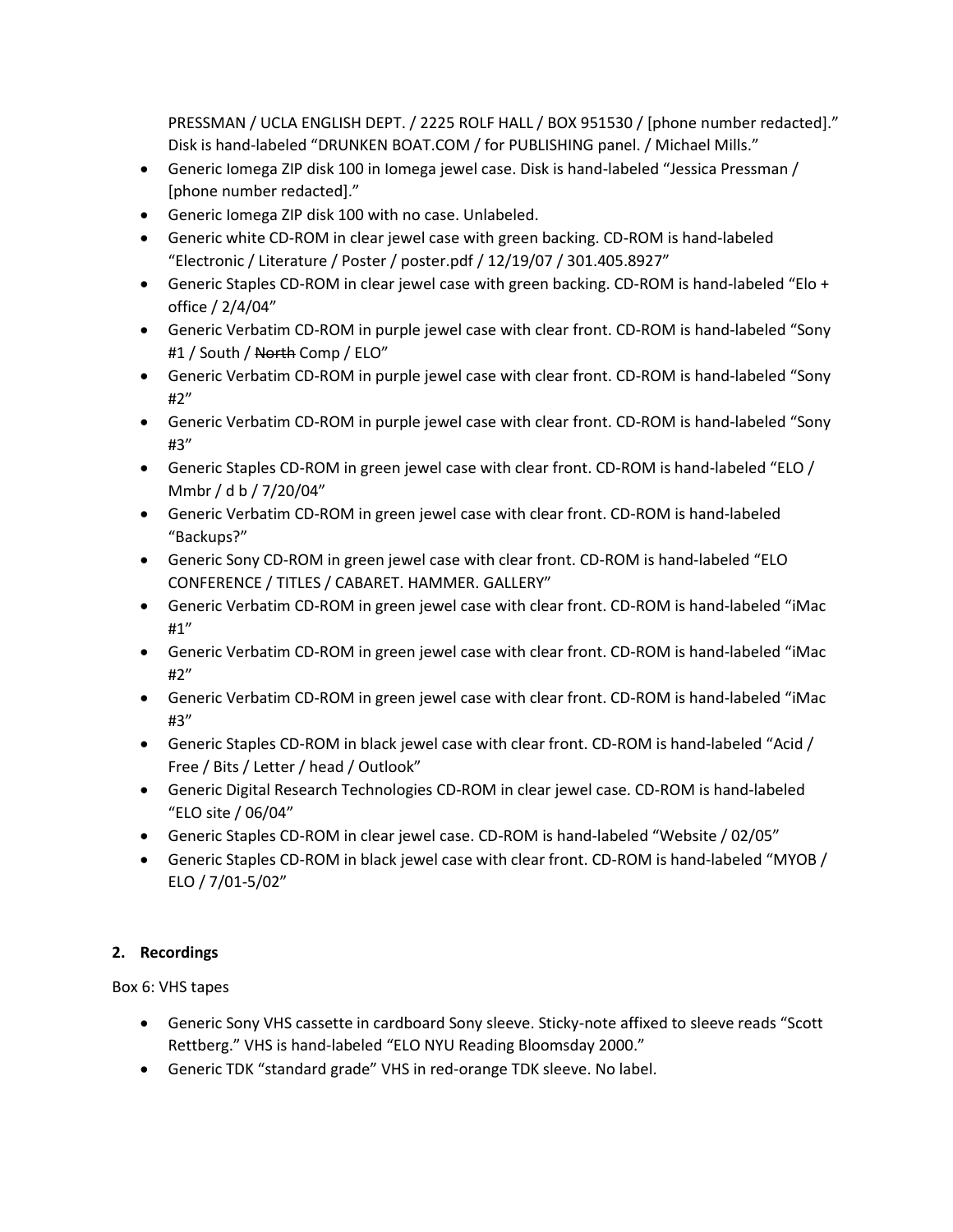PRESSMAN / UCLA ENGLISH DEPT. / 2225 ROLF HALL / BOX 951530 / [phone number redacted]." Disk is hand-labeled "DRUNKEN BOAT.COM / for PUBLISHING panel. / Michael Mills."

- Generic Iomega ZIP disk 100 in Iomega jewel case. Disk is hand-labeled "Jessica Pressman / [phone number redacted]."
- Generic Iomega ZIP disk 100 with no case. Unlabeled.
- Generic white CD-ROM in clear jewel case with green backing. CD-ROM is hand-labeled "Electronic / Literature / Poster / poster.pdf / 12/19/07 / 301.405.8927"
- Generic Staples CD-ROM in clear jewel case with green backing. CD-ROM is hand-labeled "Elo + office / 2/4/04"
- Generic Verbatim CD-ROM in purple jewel case with clear front. CD-ROM is hand-labeled "Sony #1 / South / ~~North~~ Comp / ELO"
- Generic Verbatim CD-ROM in purple jewel case with clear front. CD-ROM is hand-labeled "Sony #2"
- Generic Verbatim CD-ROM in purple jewel case with clear front. CD-ROM is hand-labeled "Sony #3"
- Generic Staples CD-ROM in green jewel case with clear front. CD-ROM is hand-labeled "ELO / Mmbr / d b / 7/20/04"
- Generic Verbatim CD-ROM in green jewel case with clear front. CD-ROM is hand-labeled "Backups?"
- Generic Sony CD-ROM in green jewel case with clear front. CD-ROM is hand-labeled "ELO CONFERENCE / TITLES / CABARET. HAMMER. GALLERY"
- Generic Verbatim CD-ROM in green jewel case with clear front. CD-ROM is hand-labeled "iMac #1"
- Generic Verbatim CD-ROM in green jewel case with clear front. CD-ROM is hand-labeled "iMac #2"
- Generic Verbatim CD-ROM in green jewel case with clear front. CD-ROM is hand-labeled "iMac #3"
- Generic Staples CD-ROM in black jewel case with clear front. CD-ROM is hand-labeled "Acid / Free / Bits / Letter / head / Outlook"
- Generic Digital Research Technologies CD-ROM in clear jewel case. CD-ROM is hand-labeled "ELO site / 06/04"
- Generic Staples CD-ROM in clear jewel case. CD-ROM is hand-labeled "Website / 02/05"
- Generic Staples CD-ROM in black jewel case with clear front. CD-ROM is hand-labeled "MYOB / ELO / 7/01-5/02"

**2. Recordings**

Box 6: VHS tapes

- Generic Sony VHS cassette in cardboard Sony sleeve. Sticky-note affixed to sleeve reads "Scott Rettberg." VHS is hand-labeled "ELO NYU Reading Bloomsday 2000."
- Generic TDK "standard grade" VHS in red-orange TDK sleeve. No label.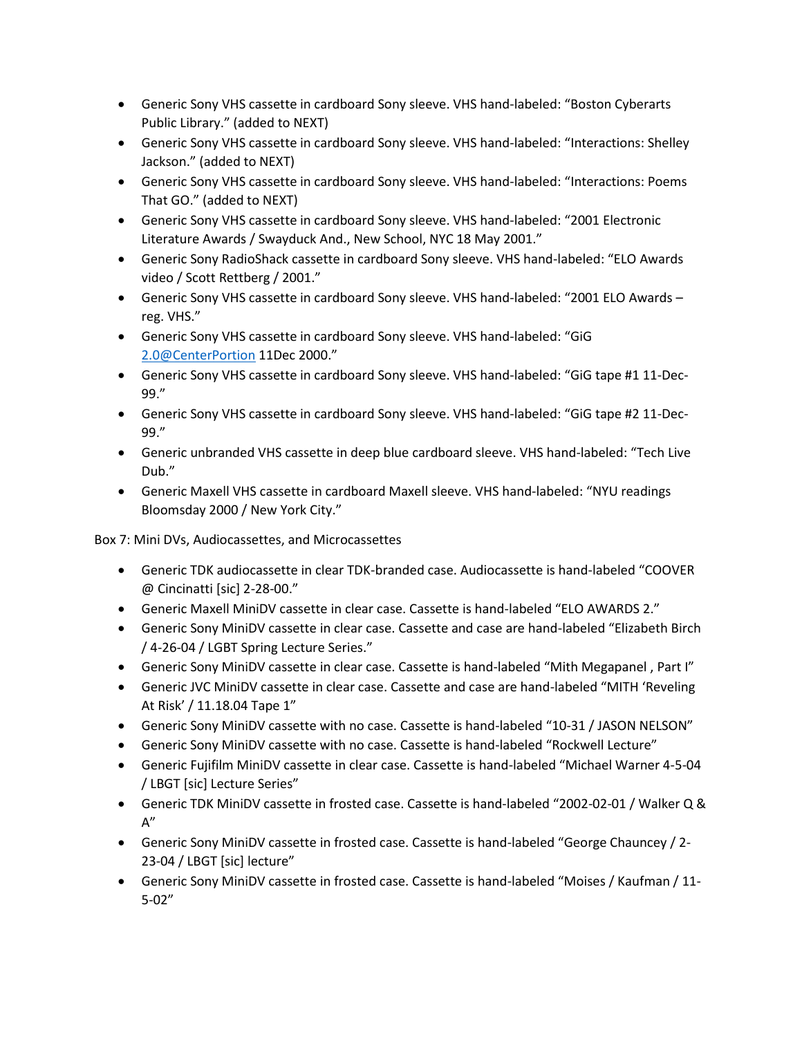- Generic Sony VHS cassette in cardboard Sony sleeve. VHS hand-labeled: “Boston Cyberarts Public Library.” (added to NEXT)
- Generic Sony VHS cassette in cardboard Sony sleeve. VHS hand-labeled: “Interactions: Shelley Jackson.” (added to NEXT)
- Generic Sony VHS cassette in cardboard Sony sleeve. VHS hand-labeled: “Interactions: Poems That GO.” (added to NEXT)
- Generic Sony VHS cassette in cardboard Sony sleeve. VHS hand-labeled: “2001 Electronic Literature Awards / Swayduck And., New School, NYC 18 May 2001.”
- Generic Sony RadioShack cassette in cardboard Sony sleeve. VHS hand-labeled: “ELO Awards video / Scott Rettberg / 2001.”
- Generic Sony VHS cassette in cardboard Sony sleeve. VHS hand-labeled: “2001 ELO Awards – reg. VHS.”
- Generic Sony VHS cassette in cardboard Sony sleeve. VHS hand-labeled: “GiG 2.0@CenterPortion 11Dec 2000.”
- Generic Sony VHS cassette in cardboard Sony sleeve. VHS hand-labeled: “GiG tape #1 11-Dec-99.”
- Generic Sony VHS cassette in cardboard Sony sleeve. VHS hand-labeled: “GiG tape #2 11-Dec-99.”
- Generic unbranded VHS cassette in deep blue cardboard sleeve. VHS hand-labeled: “Tech Live Dub.”
- Generic Maxell VHS cassette in cardboard Maxell sleeve. VHS hand-labeled: “NYU readings Bloomsday 2000 / New York City.”

Box 7: Mini DVs, Audiocassettes, and Microcassettes

- Generic TDK audiocassette in clear TDK-branded case. Audiocassette is hand-labeled “COOVER @ Cincinatti [sic] 2-28-00.”
- Generic Maxell MiniDV cassette in clear case. Cassette is hand-labeled “ELO AWARDS 2.”
- Generic Sony MiniDV cassette in clear case. Cassette and case are hand-labeled “Elizabeth Birch / 4-26-04 / LGBT Spring Lecture Series.”
- Generic Sony MiniDV cassette in clear case. Cassette is hand-labeled “Mith Megapanel , Part I”
- Generic JVC MiniDV cassette in clear case. Cassette and case are hand-labeled “MITH ‘Reveling At Risk’ / 11.18.04 Tape 1”
- Generic Sony MiniDV cassette with no case. Cassette is hand-labeled “10-31 / JASON NELSON”
- Generic Sony MiniDV cassette with no case. Cassette is hand-labeled “Rockwell Lecture”
- Generic Fujifilm MiniDV cassette in clear case. Cassette is hand-labeled “Michael Warner 4-5-04 / LBGT [sic] Lecture Series”
- Generic TDK MiniDV cassette in frosted case. Cassette is hand-labeled “2002-02-01 / Walker Q & A”
- Generic Sony MiniDV cassette in frosted case. Cassette is hand-labeled “George Chauncey / 2-23-04 / LBGT [sic] lecture”
- Generic Sony MiniDV cassette in frosted case. Cassette is hand-labeled “Moises / Kaufman / 11-5-02”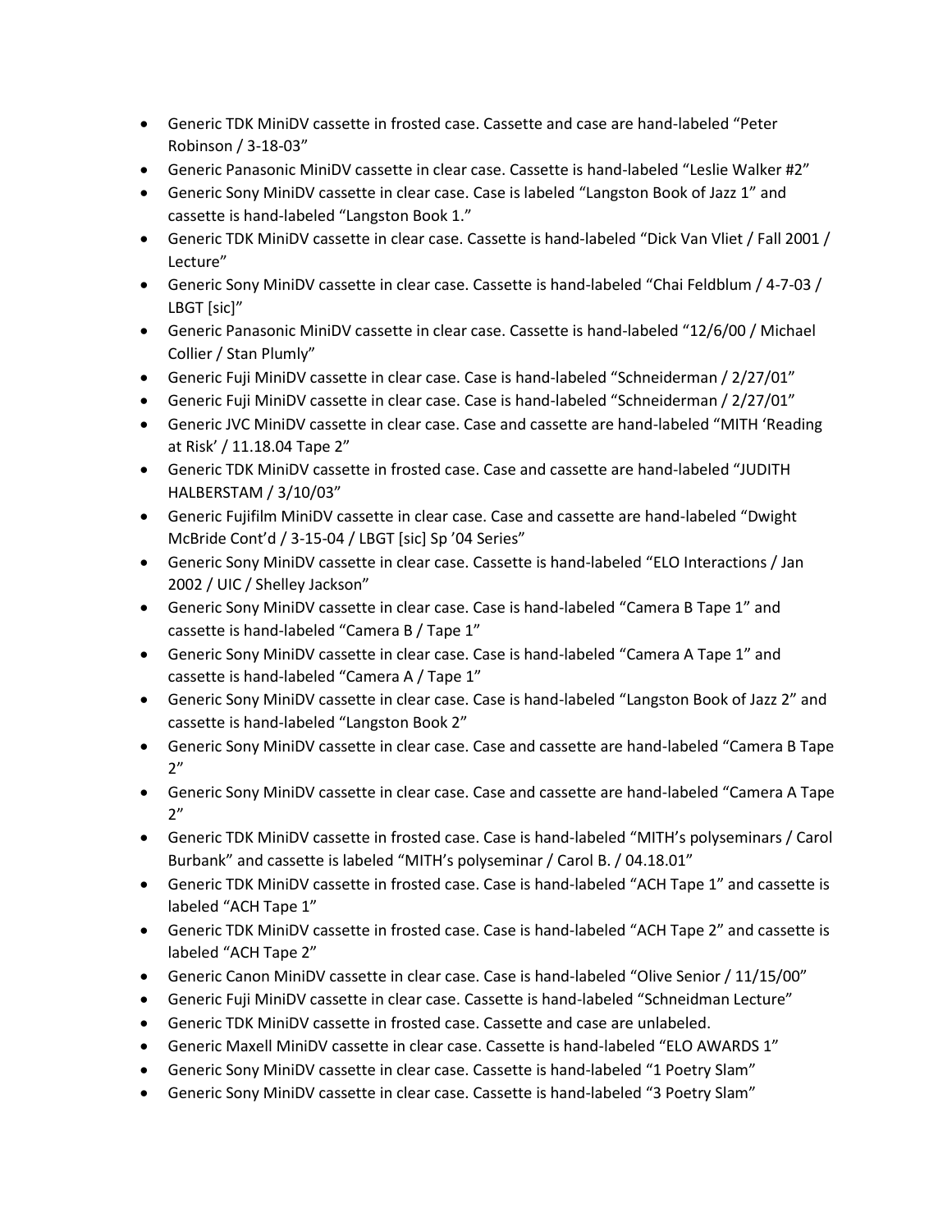- Generic TDK MiniDV cassette in frosted case. Cassette and case are hand-labeled “Peter Robinson / 3-18-03”
- Generic Panasonic MiniDV cassette in clear case. Cassette is hand-labeled “Leslie Walker #2”
- Generic Sony MiniDV cassette in clear case. Case is labeled “Langston Book of Jazz 1” and cassette is hand-labeled “Langston Book 1.”
- Generic TDK MiniDV cassette in clear case. Cassette is hand-labeled “Dick Van Vliet / Fall 2001 / Lecture”
- Generic Sony MiniDV cassette in clear case. Cassette is hand-labeled “Chai Feldblum / 4-7-03 / LBGT [sic]”
- Generic Panasonic MiniDV cassette in clear case. Cassette is hand-labeled “12/6/00 / Michael Collier / Stan Plumly”
- Generic Fuji MiniDV cassette in clear case. Case is hand-labeled “Schneiderman / 2/27/01”
- Generic Fuji MiniDV cassette in clear case. Case is hand-labeled “Schneiderman / 2/27/01”
- Generic JVC MiniDV cassette in clear case. Case and cassette are hand-labeled “MITH ‘Reading at Risk’ / 11.18.04 Tape 2”
- Generic TDK MiniDV cassette in frosted case. Case and cassette are hand-labeled “JUDITH HALBERSTAM / 3/10/03”
- Generic Fujifilm MiniDV cassette in clear case. Case and cassette are hand-labeled “Dwight McBride Cont’d / 3-15-04 / LBGT [sic] Sp ’04 Series”
- Generic Sony MiniDV cassette in clear case. Cassette is hand-labeled “ELO Interactions / Jan 2002 / UIC / Shelley Jackson”
- Generic Sony MiniDV cassette in clear case. Case is hand-labeled “Camera B Tape 1” and cassette is hand-labeled “Camera B / Tape 1”
- Generic Sony MiniDV cassette in clear case. Case is hand-labeled “Camera A Tape 1” and cassette is hand-labeled “Camera A / Tape 1”
- Generic Sony MiniDV cassette in clear case. Case is hand-labeled “Langston Book of Jazz 2” and cassette is hand-labeled “Langston Book 2”
- Generic Sony MiniDV cassette in clear case. Case and cassette are hand-labeled “Camera B Tape 2”
- Generic Sony MiniDV cassette in clear case. Case and cassette are hand-labeled “Camera A Tape 2”
- Generic TDK MiniDV cassette in frosted case. Case is hand-labeled “MITH’s polyseminars / Carol Burbank” and cassette is labeled “MITH’s polyseminar / Carol B. / 04.18.01”
- Generic TDK MiniDV cassette in frosted case. Case is hand-labeled “ACH Tape 1” and cassette is labeled “ACH Tape 1”
- Generic TDK MiniDV cassette in frosted case. Case is hand-labeled “ACH Tape 2” and cassette is labeled “ACH Tape 2”
- Generic Canon MiniDV cassette in clear case. Case is hand-labeled “Olive Senior / 11/15/00”
- Generic Fuji MiniDV cassette in clear case. Cassette is hand-labeled “Schneidman Lecture”
- Generic TDK MiniDV cassette in frosted case. Cassette and case are unlabeled.
- Generic Maxell MiniDV cassette in clear case. Cassette is hand-labeled “ELO AWARDS 1”
- Generic Sony MiniDV cassette in clear case. Cassette is hand-labeled “1 Poetry Slam”
- Generic Sony MiniDV cassette in clear case. Cassette is hand-labeled “3 Poetry Slam”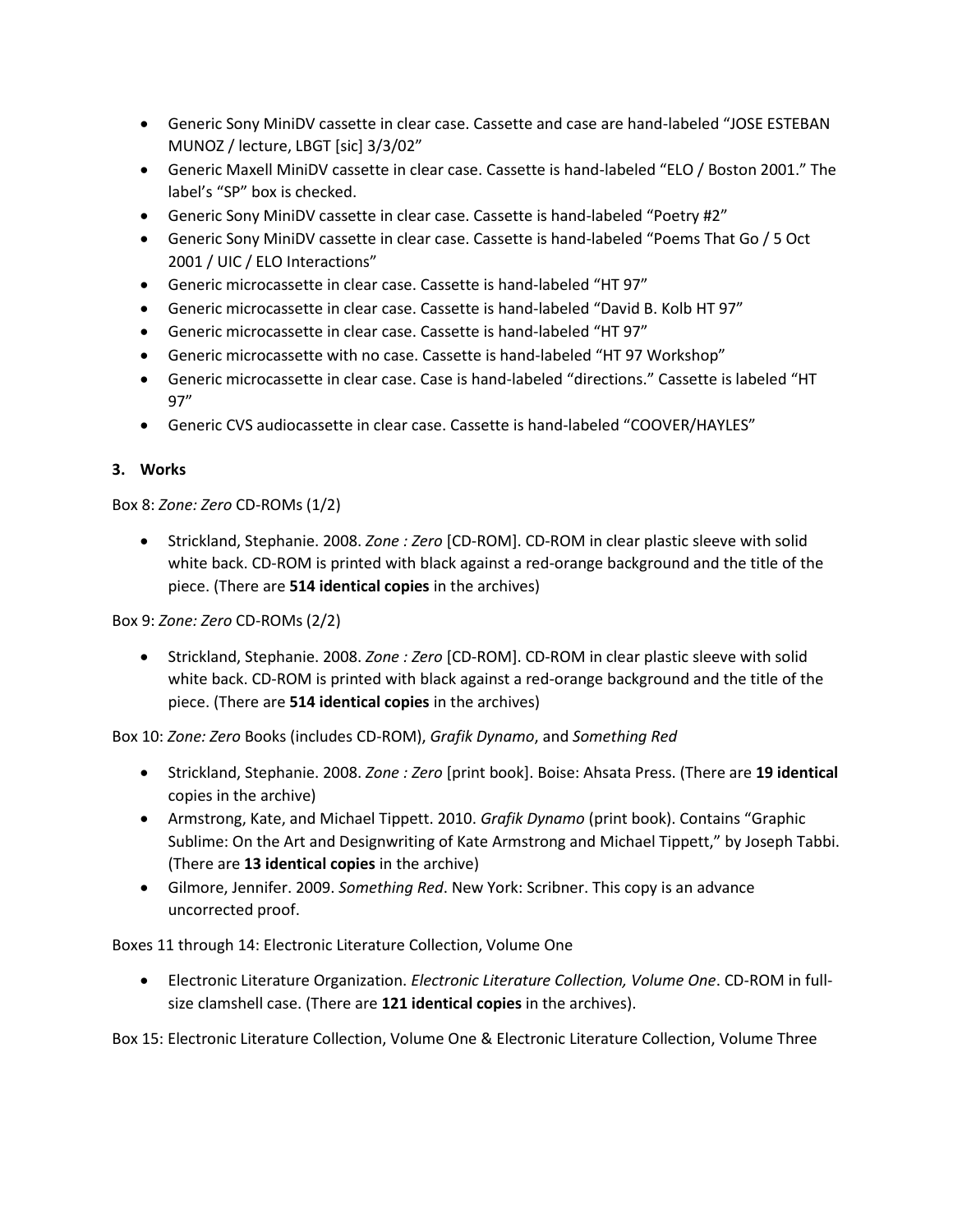- Generic Sony MiniDV cassette in clear case. Cassette and case are hand-labeled "JOSE ESTEBAN MUNOZ / lecture, LBGT [sic] 3/3/02"
- Generic Maxell MiniDV cassette in clear case. Cassette is hand-labeled "ELO / Boston 2001." The label's "SP" box is checked.
- Generic Sony MiniDV cassette in clear case. Cassette is hand-labeled "Poetry #2"
- Generic Sony MiniDV cassette in clear case. Cassette is hand-labeled "Poems That Go / 5 Oct 2001 / UIC / ELO Interactions"
- Generic microcassette in clear case. Cassette is hand-labeled "HT 97"
- Generic microcassette in clear case. Cassette is hand-labeled "David B. Kolb HT 97"
- Generic microcassette in clear case. Cassette is hand-labeled "HT 97"
- Generic microcassette with no case. Cassette is hand-labeled "HT 97 Workshop"
- Generic microcassette in clear case. Case is hand-labeled "directions." Cassette is labeled "HT 97"
- Generic CVS audiocassette in clear case. Cassette is hand-labeled "COOVER/HAYLES"

**3. Works**

Box 8: *Zone: Zero* CD-ROMs (1/2)

- Strickland, Stephanie. 2008. *Zone : Zero* [CD-ROM]. CD-ROM in clear plastic sleeve with solid white back. CD-ROM is printed with black against a red-orange background and the title of the piece. (There are **514 identical copies** in the archives)

Box 9: *Zone: Zero* CD-ROMs (2/2)

- Strickland, Stephanie. 2008. *Zone : Zero* [CD-ROM]. CD-ROM in clear plastic sleeve with solid white back. CD-ROM is printed with black against a red-orange background and the title of the piece. (There are **514 identical copies** in the archives)

Box 10: *Zone: Zero* Books (includes CD-ROM), *Grafik Dynamo*, and *Something Red*

- Strickland, Stephanie. 2008. *Zone : Zero* [print book]. Boise: Ahsata Press. (There are **19 identical** copies in the archive)
- Armstrong, Kate, and Michael Tippett. 2010. *Grafik Dynamo* (print book). Contains "Graphic Sublime: On the Art and Designwriting of Kate Armstrong and Michael Tippett," by Joseph Tabbi. (There are **13 identical copies** in the archive)
- Gilmore, Jennifer. 2009. *Something Red*. New York: Scribner. This copy is an advance uncorrected proof.

Boxes 11 through 14: Electronic Literature Collection, Volume One

- Electronic Literature Organization. *Electronic Literature Collection, Volume One*. CD-ROM in full-size clamshell case. (There are **121 identical copies** in the archives).

Box 15: Electronic Literature Collection, Volume One & Electronic Literature Collection, Volume Three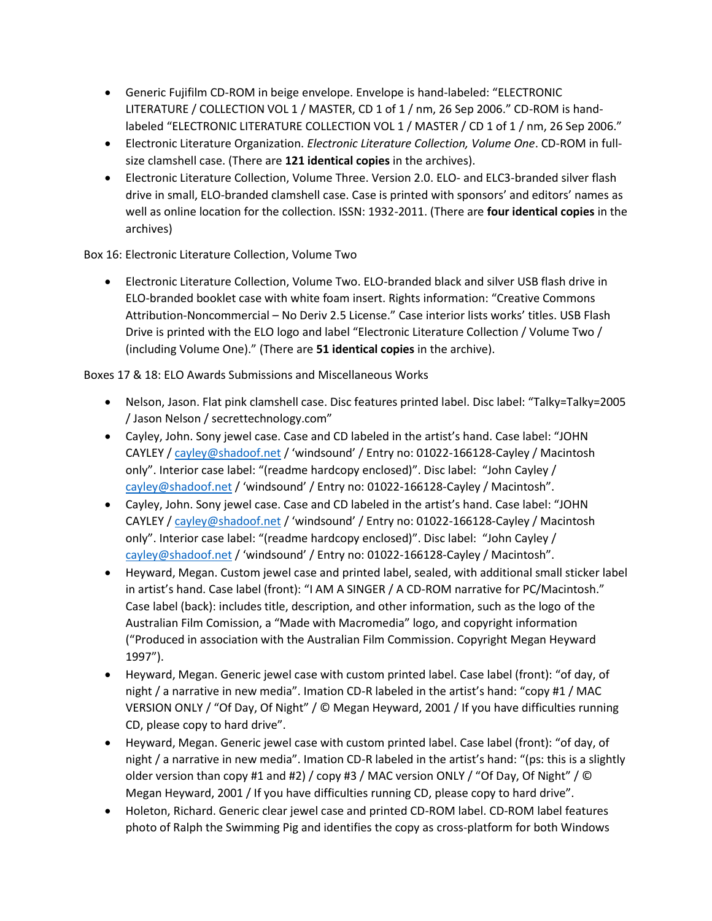- Generic Fujifilm CD-ROM in beige envelope. Envelope is hand-labeled: "ELECTRONIC LITERATURE / COLLECTION VOL 1 / MASTER, CD 1 of 1 / nm, 26 Sep 2006." CD-ROM is hand-labeled "ELECTRONIC LITERATURE COLLECTION VOL 1 / MASTER / CD 1 of 1 / nm, 26 Sep 2006."
- Electronic Literature Organization. *Electronic Literature Collection, Volume One*. CD-ROM in full-size clamshell case. (There are **121 identical copies** in the archives).
- Electronic Literature Collection, Volume Three. Version 2.0. ELO- and ELC3-branded silver flash drive in small, ELO-branded clamshell case. Case is printed with sponsors' and editors' names as well as online location for the collection. ISSN: 1932-2011. (There are **four identical copies** in the archives)

Box 16: Electronic Literature Collection, Volume Two

- Electronic Literature Collection, Volume Two. ELO-branded black and silver USB flash drive in ELO-branded booklet case with white foam insert. Rights information: "Creative Commons Attribution-Noncommercial – No Deriv 2.5 License." Case interior lists works' titles. USB Flash Drive is printed with the ELO logo and label "Electronic Literature Collection / Volume Two / (including Volume One)." (There are **51 identical copies** in the archive).

Boxes 17 & 18: ELO Awards Submissions and Miscellaneous Works

- Nelson, Jason. Flat pink clamshell case. Disc features printed label. Disc label: "Talky=Talky=2005 / Jason Nelson / secrettechnology.com"
- Cayley, John. Sony jewel case. Case and CD labeled in the artist's hand. Case label: "JOHN CAYLEY / cayley@shadoof.net / 'windsound' / Entry no: 01022-166128-Cayley / Macintosh only". Interior case label: "(readme hardcopy enclosed)". Disc label: "John Cayley / cayley@shadoof.net / 'windsound' / Entry no: 01022-166128-Cayley / Macintosh".
- Cayley, John. Sony jewel case. Case and CD labeled in the artist's hand. Case label: "JOHN CAYLEY / cayley@shadoof.net / 'windsound' / Entry no: 01022-166128-Cayley / Macintosh only". Interior case label: "(readme hardcopy enclosed)". Disc label: "John Cayley / cayley@shadoof.net / 'windsound' / Entry no: 01022-166128-Cayley / Macintosh".
- Heyward, Megan. Custom jewel case and printed label, sealed, with additional small sticker label in artist's hand. Case label (front): "I AM A SINGER / A CD-ROM narrative for PC/Macintosh." Case label (back): includes title, description, and other information, such as the logo of the Australian Film Comission, a "Made with Macromedia" logo, and copyright information ("Produced in association with the Australian Film Commission. Copyright Megan Heyward 1997").
- Heyward, Megan. Generic jewel case with custom printed label. Case label (front): "of day, of night / a narrative in new media". Imation CD-R labeled in the artist's hand: "copy #1 / MAC VERSION ONLY / "Of Day, Of Night" / © Megan Heyward, 2001 / If you have difficulties running CD, please copy to hard drive".
- Heyward, Megan. Generic jewel case with custom printed label. Case label (front): "of day, of night / a narrative in new media". Imation CD-R labeled in the artist's hand: "(ps: this is a slightly older version than copy #1 and #2) / copy #3 / MAC version ONLY / "Of Day, Of Night" / © Megan Heyward, 2001 / If you have difficulties running CD, please copy to hard drive".
- Holeton, Richard. Generic clear jewel case and printed CD-ROM label. CD-ROM label features photo of Ralph the Swimming Pig and identifies the copy as cross-platform for both Windows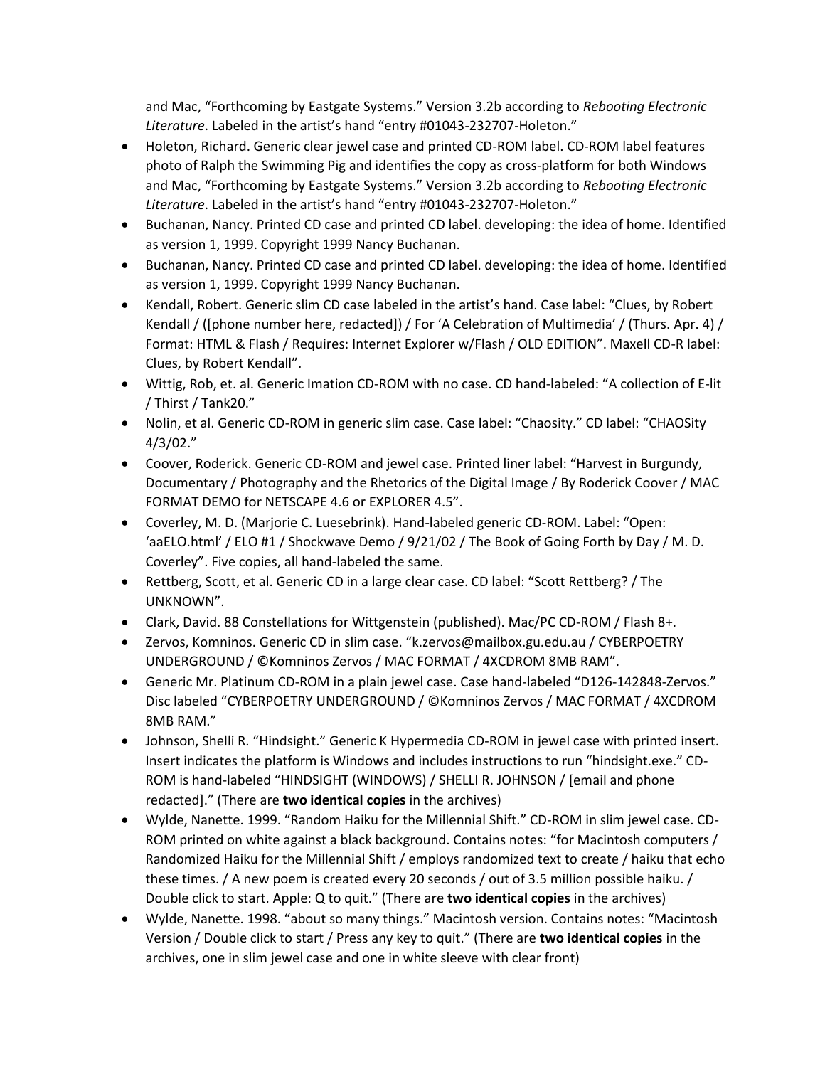and Mac, “Forthcoming by Eastgate Systems.” Version 3.2b according to *Rebooting Electronic Literature*. Labeled in the artist’s hand “entry #01043-232707-Holeton.”

- Holeton, Richard. Generic clear jewel case and printed CD-ROM label. CD-ROM label features photo of Ralph the Swimming Pig and identifies the copy as cross-platform for both Windows and Mac, “Forthcoming by Eastgate Systems.” Version 3.2b according to *Rebooting Electronic Literature*. Labeled in the artist’s hand “entry #01043-232707-Holeton.”
- Buchanan, Nancy. Printed CD case and printed CD label. developing: the idea of home. Identified as version 1, 1999. Copyright 1999 Nancy Buchanan.
- Buchanan, Nancy. Printed CD case and printed CD label. developing: the idea of home. Identified as version 1, 1999. Copyright 1999 Nancy Buchanan.
- Kendall, Robert. Generic slim CD case labeled in the artist’s hand. Case label: “Clues, by Robert Kendall / ([phone number here, redacted]) / For ‘A Celebration of Multimedia’ / (Thurs. Apr. 4) / Format: HTML & Flash / Requires: Internet Explorer w/Flash / OLD EDITION”. Maxell CD-R label: Clues, by Robert Kendall”.
- Wittig, Rob, et. al. Generic Imation CD-ROM with no case. CD hand-labeled: “A collection of E-lit / Thirst / Tank20.”
- Nolin, et al. Generic CD-ROM in generic slim case. Case label: “Chaosity.” CD label: “CHAOSity 4/3/02.”
- Coover, Roderick. Generic CD-ROM and jewel case. Printed liner label: “Harvest in Burgundy, Documentary / Photography and the Rhetorics of the Digital Image / By Roderick Coover / MAC FORMAT DEMO for NETSCAPE 4.6 or EXPLORER 4.5”.
- Coverley, M. D. (Marjorie C. Luesebrink). Hand-labeled generic CD-ROM. Label: “Open: ‘aaELO.html’ / ELO #1 / Shockwave Demo / 9/21/02 / The Book of Going Forth by Day / M. D. Coverley”. Five copies, all hand-labeled the same.
- Rettberg, Scott, et al. Generic CD in a large clear case. CD label: “Scott Rettberg? / The UNKNOWN”.
- Clark, David. 88 Constellations for Wittgenstein (published). Mac/PC CD-ROM / Flash 8+.
- Zervos, Komninos. Generic CD in slim case. “k.zervos@mailbox.gu.edu.au / CYBERPOETRY UNDERGROUND / ©Komninos Zervos / MAC FORMAT / 4XCDROM 8MB RAM”.
- Generic Mr. Platinum CD-ROM in a plain jewel case. Case hand-labeled “D126-142848-Zervos.” Disc labeled “CYBERPOETRY UNDERGROUND / ©Komninos Zervos / MAC FORMAT / 4XCDROM 8MB RAM.”
- Johnson, Shelli R. “Hindsight.” Generic K Hypermedia CD-ROM in jewel case with printed insert. Insert indicates the platform is Windows and includes instructions to run “hindsight.exe.” CD-ROM is hand-labeled “HINDSIGHT (WINDOWS) / SHELLI R. JOHNSON / [email and phone redacted].” (There are **two identical copies** in the archives)
- Wylde, Nanette. 1999. “Random Haiku for the Millennial Shift.” CD-ROM in slim jewel case. CD-ROM printed on white against a black background. Contains notes: “for Macintosh computers / Randomized Haiku for the Millennial Shift / employs randomized text to create / haiku that echo these times. / A new poem is created every 20 seconds / out of 3.5 million possible haiku. / Double click to start. Apple: Q to quit.” (There are **two identical copies** in the archives)
- Wylde, Nanette. 1998. “about so many things.” Macintosh version. Contains notes: “Macintosh Version / Double click to start / Press any key to quit.” (There are **two identical copies** in the archives, one in slim jewel case and one in white sleeve with clear front)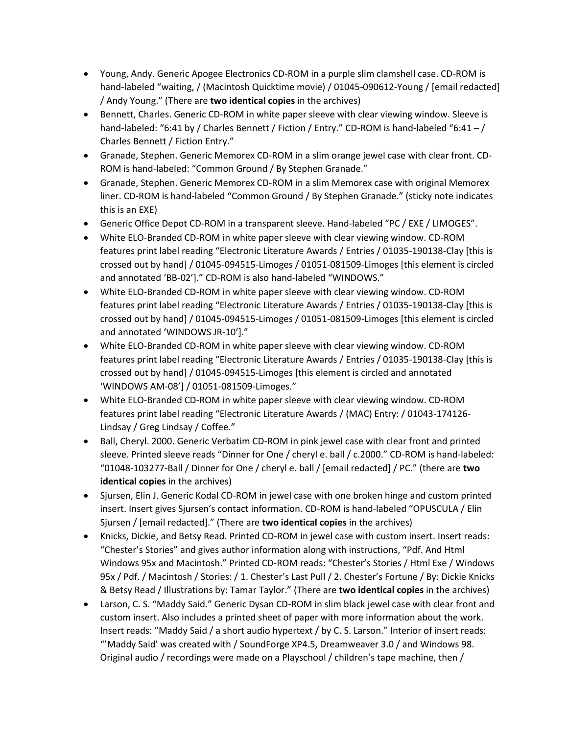- Young, Andy. Generic Apogee Electronics CD-ROM in a purple slim clamshell case. CD-ROM is hand-labeled "waiting, / (Macintosh Quicktime movie) / 01045-090612-Young / [email redacted] / Andy Young." (There are **two identical copies** in the archives)
- Bennett, Charles. Generic CD-ROM in white paper sleeve with clear viewing window. Sleeve is hand-labeled: "6:41 by / Charles Bennett / Fiction / Entry." CD-ROM is hand-labeled "6:41 – / Charles Bennett / Fiction Entry."
- Granade, Stephen. Generic Memorex CD-ROM in a slim orange jewel case with clear front. CD-ROM is hand-labeled: "Common Ground / By Stephen Granade."
- Granade, Stephen. Generic Memorex CD-ROM in a slim Memorex case with original Memorex liner. CD-ROM is hand-labeled "Common Ground / By Stephen Granade." (sticky note indicates this is an EXE)
- Generic Office Depot CD-ROM in a transparent sleeve. Hand-labeled "PC / EXE / LIMOGES".
- White ELO-Branded CD-ROM in white paper sleeve with clear viewing window. CD-ROM features print label reading "Electronic Literature Awards / Entries / 01035-190138-Clay [this is crossed out by hand] / 01045-094515-Limoges / 01051-081509-Limoges [this element is circled and annotated 'BB-02']." CD-ROM is also hand-labeled "WINDOWS."
- White ELO-Branded CD-ROM in white paper sleeve with clear viewing window. CD-ROM features print label reading "Electronic Literature Awards / Entries / 01035-190138-Clay [this is crossed out by hand] / 01045-094515-Limoges / 01051-081509-Limoges [this element is circled and annotated 'WINDOWS JR-10']."
- White ELO-Branded CD-ROM in white paper sleeve with clear viewing window. CD-ROM features print label reading "Electronic Literature Awards / Entries / 01035-190138-Clay [this is crossed out by hand] / 01045-094515-Limoges [this element is circled and annotated 'WINDOWS AM-08'] / 01051-081509-Limoges."
- White ELO-Branded CD-ROM in white paper sleeve with clear viewing window. CD-ROM features print label reading "Electronic Literature Awards / (MAC) Entry: / 01043-174126-Lindsay / Greg Lindsay / Coffee."
- Ball, Cheryl. 2000. Generic Verbatim CD-ROM in pink jewel case with clear front and printed sleeve. Printed sleeve reads "Dinner for One / cheryl e. ball / c.2000." CD-ROM is hand-labeled: "01048-103277-Ball / Dinner for One / cheryl e. ball / [email redacted] / PC." (there are **two identical copies** in the archives)
- Sjursen, Elin J. Generic Kodal CD-ROM in jewel case with one broken hinge and custom printed insert. Insert gives Sjursen's contact information. CD-ROM is hand-labeled "OPUSCULA / Elin Sjursen / [email redacted]." (There are **two identical copies** in the archives)
- Knicks, Dickie, and Betsy Read. Printed CD-ROM in jewel case with custom insert. Insert reads: "Chester's Stories" and gives author information along with instructions, "Pdf. And Html Windows 95x and Macintosh." Printed CD-ROM reads: "Chester's Stories / Html Exe / Windows 95x / Pdf. / Macintosh / Stories: / 1. Chester's Last Pull / 2. Chester's Fortune / By: Dickie Knicks & Betsy Read / Illustrations by: Tamar Taylor." (There are **two identical copies** in the archives)
- Larson, C. S. "Maddy Said." Generic Dysan CD-ROM in slim black jewel case with clear front and custom insert. Also includes a printed sheet of paper with more information about the work. Insert reads: "Maddy Said / a short audio hypertext / by C. S. Larson." Interior of insert reads: "'Maddy Said' was created with / SoundForge XP4.5, Dreamweaver 3.0 / and Windows 98. Original audio / recordings were made on a Playschool / children's tape machine, then /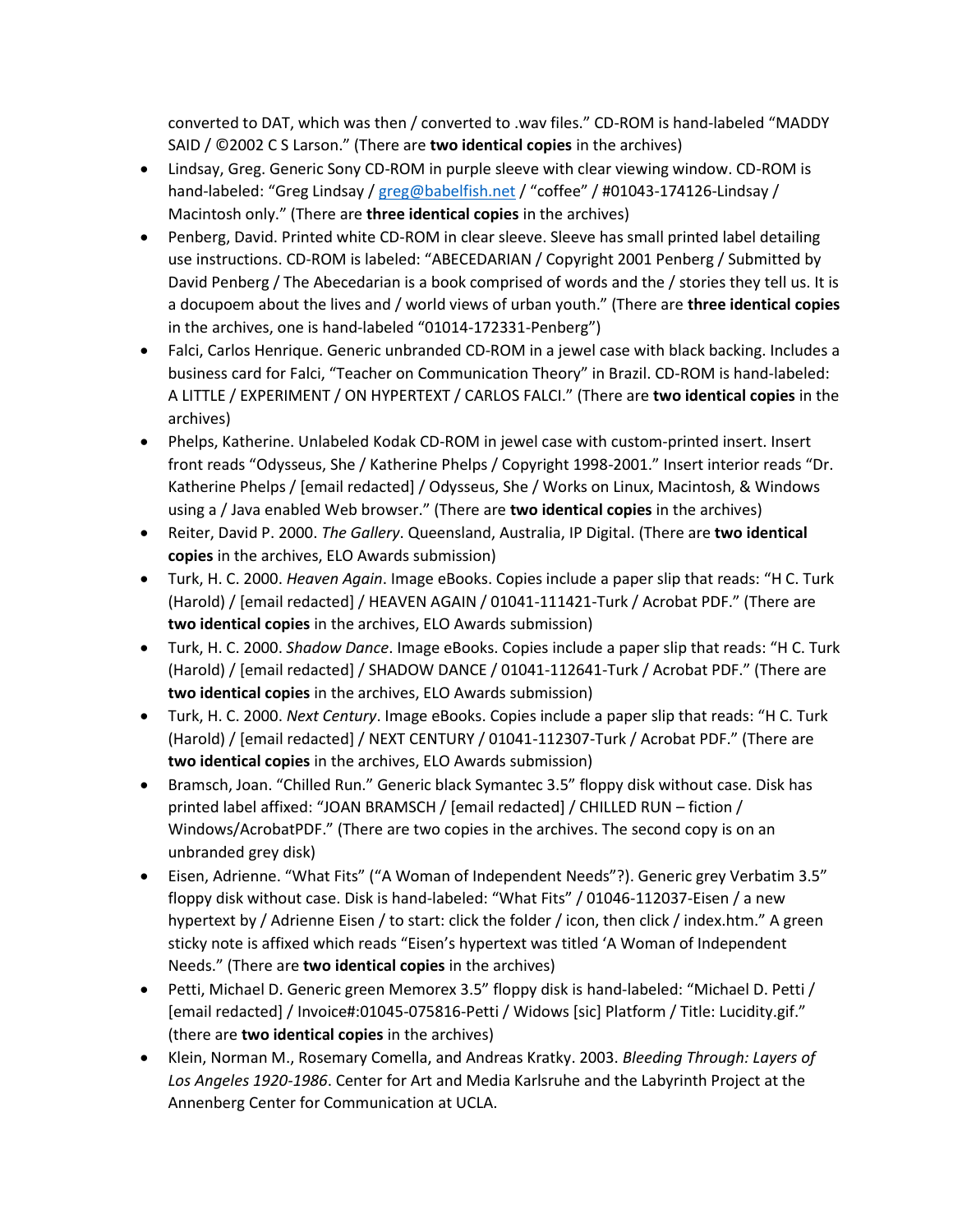converted to DAT, which was then / converted to .wav files." CD-ROM is hand-labeled "MADDY SAID / ©2002 C S Larson." (There are **two identical copies** in the archives)

- Lindsay, Greg. Generic Sony CD-ROM in purple sleeve with clear viewing window. CD-ROM is hand-labeled: "Greg Lindsay / greg@babelfish.net / "coffee" / #01043-174126-Lindsay / Macintosh only." (There are **three identical copies** in the archives)
- Penberg, David. Printed white CD-ROM in clear sleeve. Sleeve has small printed label detailing use instructions. CD-ROM is labeled: "ABECEDARIAN / Copyright 2001 Penberg / Submitted by David Penberg / The Abecedarian is a book comprised of words and the / stories they tell us. It is a docupoem about the lives and / world views of urban youth." (There are **three identical copies** in the archives, one is hand-labeled "01014-172331-Penberg")
- Falci, Carlos Henrique. Generic unbranded CD-ROM in a jewel case with black backing. Includes a business card for Falci, "Teacher on Communication Theory" in Brazil. CD-ROM is hand-labeled: A LITTLE / EXPERIMENT / ON HYPERTEXT / CARLOS FALCI." (There are **two identical copies** in the archives)
- Phelps, Katherine. Unlabeled Kodak CD-ROM in jewel case with custom-printed insert. Insert front reads "Odysseus, She / Katherine Phelps / Copyright 1998-2001." Insert interior reads "Dr. Katherine Phelps / [email redacted] / Odysseus, She / Works on Linux, Macintosh, & Windows using a / Java enabled Web browser." (There are **two identical copies** in the archives)
- Reiter, David P. 2000. *The Gallery*. Queensland, Australia, IP Digital. (There are **two identical copies** in the archives, ELO Awards submission)
- Turk, H. C. 2000. *Heaven Again*. Image eBooks. Copies include a paper slip that reads: "H C. Turk (Harold) / [email redacted] / HEAVEN AGAIN / 01041-111421-Turk / Acrobat PDF." (There are **two identical copies** in the archives, ELO Awards submission)
- Turk, H. C. 2000. *Shadow Dance*. Image eBooks. Copies include a paper slip that reads: "H C. Turk (Harold) / [email redacted] / SHADOW DANCE / 01041-112641-Turk / Acrobat PDF." (There are **two identical copies** in the archives, ELO Awards submission)
- Turk, H. C. 2000. *Next Century*. Image eBooks. Copies include a paper slip that reads: "H C. Turk (Harold) / [email redacted] / NEXT CENTURY / 01041-112307-Turk / Acrobat PDF." (There are **two identical copies** in the archives, ELO Awards submission)
- Bramsch, Joan. "Chilled Run." Generic black Symantec 3.5" floppy disk without case. Disk has printed label affixed: "JOAN BRAMSCH / [email redacted] / CHILLED RUN – fiction / Windows/AcrobatPDF." (There are two copies in the archives. The second copy is on an unbranded grey disk)
- Eisen, Adrienne. "What Fits" ("A Woman of Independent Needs"?). Generic grey Verbatim 3.5" floppy disk without case. Disk is hand-labeled: "What Fits" / 01046-112037-Eisen / a new hypertext by / Adrienne Eisen / to start: click the folder / icon, then click / index.htm." A green sticky note is affixed which reads "Eisen's hypertext was titled 'A Woman of Independent Needs." (There are **two identical copies** in the archives)
- Petti, Michael D. Generic green Memorex 3.5" floppy disk is hand-labeled: "Michael D. Petti / [email redacted] / Invoice#:01045-075816-Petti / Widows [sic] Platform / Title: Lucidity.gif." (there are **two identical copies** in the archives)
- Klein, Norman M., Rosemary Comella, and Andreas Kratky. 2003. *Bleeding Through: Layers of Los Angeles 1920-1986*. Center for Art and Media Karlsruhe and the Labyrinth Project at the Annenberg Center for Communication at UCLA.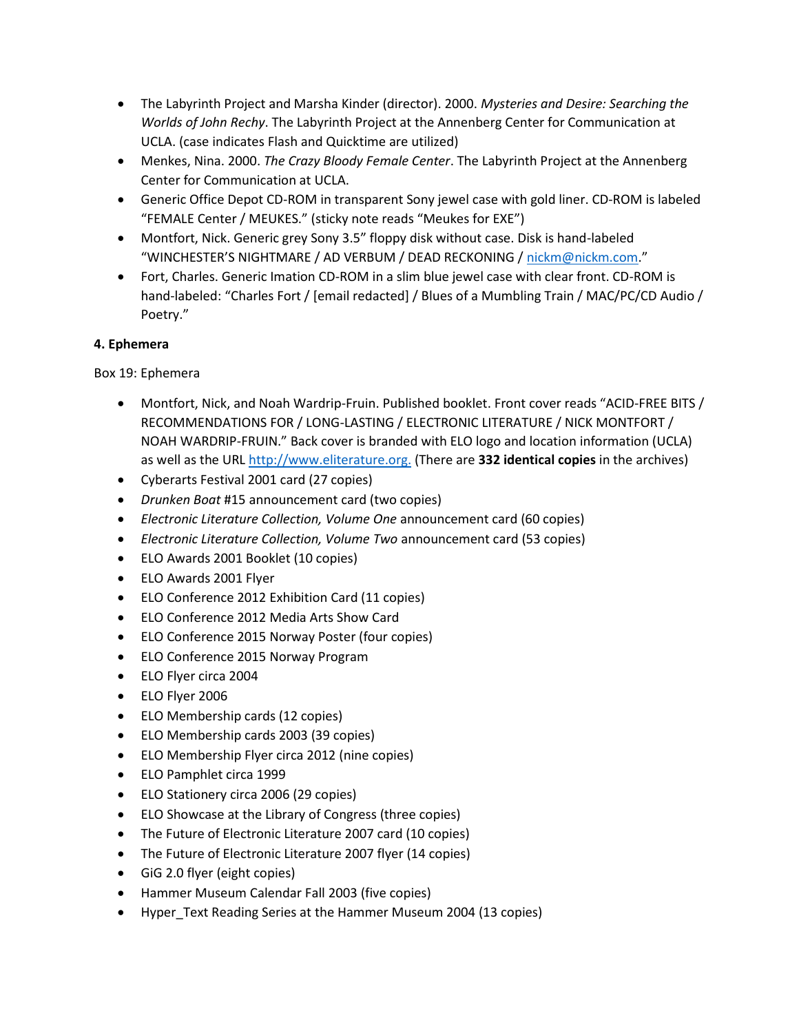- The Labyrinth Project and Marsha Kinder (director). 2000. *Mysteries and Desire: Searching the Worlds of John Rechy*. The Labyrinth Project at the Annenberg Center for Communication at UCLA. (case indicates Flash and Quicktime are utilized)
- Menkes, Nina. 2000. *The Crazy Bloody Female Center*. The Labyrinth Project at the Annenberg Center for Communication at UCLA.
- Generic Office Depot CD-ROM in transparent Sony jewel case with gold liner. CD-ROM is labeled "FEMALE Center / MEUKES." (sticky note reads "Meukes for EXE")
- Montfort, Nick. Generic grey Sony 3.5" floppy disk without case. Disk is hand-labeled "WINCHESTER'S NIGHTMARE / AD VERBUM / DEAD RECKONING / nickm@nickm.com."
- Fort, Charles. Generic Imation CD-ROM in a slim blue jewel case with clear front. CD-ROM is hand-labeled: "Charles Fort / [email redacted] / Blues of a Mumbling Train / MAC/PC/CD Audio / Poetry."

**4. Ephemera**

Box 19: Ephemera

- Montfort, Nick, and Noah Wardrip-Fruin. Published booklet. Front cover reads "ACID-FREE BITS / RECOMMENDATIONS FOR / LONG-LASTING / ELECTRONIC LITERATURE / NICK MONTFORT / NOAH WARDRIP-FRUIN." Back cover is branded with ELO logo and location information (UCLA) as well as the URL http://www.eliterature.org. (There are **332 identical copies** in the archives)
- Cyberarts Festival 2001 card (27 copies)
- *Drunken Boat* #15 announcement card (two copies)
- *Electronic Literature Collection, Volume One* announcement card (60 copies)
- *Electronic Literature Collection, Volume Two* announcement card (53 copies)
- ELO Awards 2001 Booklet (10 copies)
- ELO Awards 2001 Flyer
- ELO Conference 2012 Exhibition Card (11 copies)
- ELO Conference 2012 Media Arts Show Card
- ELO Conference 2015 Norway Poster (four copies)
- ELO Conference 2015 Norway Program
- ELO Flyer circa 2004
- ELO Flyer 2006
- ELO Membership cards (12 copies)
- ELO Membership cards 2003 (39 copies)
- ELO Membership Flyer circa 2012 (nine copies)
- ELO Pamphlet circa 1999
- ELO Stationery circa 2006 (29 copies)
- ELO Showcase at the Library of Congress (three copies)
- The Future of Electronic Literature 2007 card (10 copies)
- The Future of Electronic Literature 2007 flyer (14 copies)
- GiG 2.0 flyer (eight copies)
- Hammer Museum Calendar Fall 2003 (five copies)
- Hyper_Text Reading Series at the Hammer Museum 2004 (13 copies)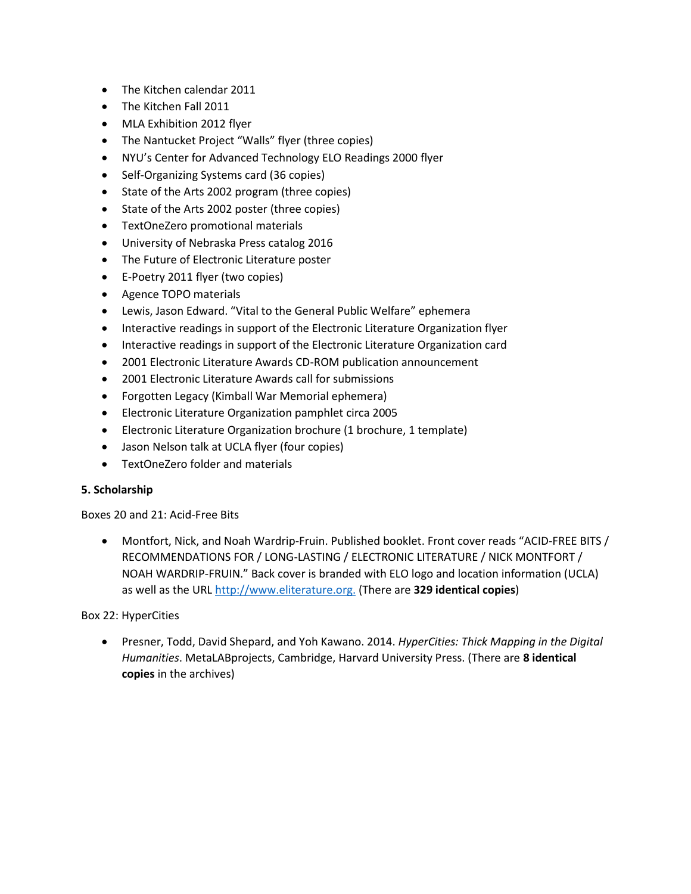- The Kitchen calendar 2011
- The Kitchen Fall 2011
- MLA Exhibition 2012 flyer
- The Nantucket Project “Walls” flyer (three copies)
- NYU’s Center for Advanced Technology ELO Readings 2000 flyer
- Self-Organizing Systems card (36 copies)
- State of the Arts 2002 program (three copies)
- State of the Arts 2002 poster (three copies)
- TextOneZero promotional materials
- University of Nebraska Press catalog 2016
- The Future of Electronic Literature poster
- E-Poetry 2011 flyer (two copies)
- Agence TOPO materials
- Lewis, Jason Edward. “Vital to the General Public Welfare” ephemera
- Interactive readings in support of the Electronic Literature Organization flyer
- Interactive readings in support of the Electronic Literature Organization card
- 2001 Electronic Literature Awards CD-ROM publication announcement
- 2001 Electronic Literature Awards call for submissions
- Forgotten Legacy (Kimball War Memorial ephemera)
- Electronic Literature Organization pamphlet circa 2005
- Electronic Literature Organization brochure (1 brochure, 1 template)
- Jason Nelson talk at UCLA flyer (four copies)
- TextOneZero folder and materials

**5. Scholarship**

Boxes 20 and 21: Acid-Free Bits

- Montfort, Nick, and Noah Wardrip-Fruin. Published booklet. Front cover reads “ACID-FREE BITS / RECOMMENDATIONS FOR / LONG-LASTING / ELECTRONIC LITERATURE / NICK MONTFORT / NOAH WARDRIP-FRUIN.” Back cover is branded with ELO logo and location information (UCLA) as well as the URL http://www.eliterature.org. (There are **329 identical copies**)

Box 22: HyperCities

- Presner, Todd, David Shepard, and Yoh Kawano. 2014. *HyperCities: Thick Mapping in the Digital Humanities*. MetaLABprojects, Cambridge, Harvard University Press. (There are **8 identical copies** in the archives)